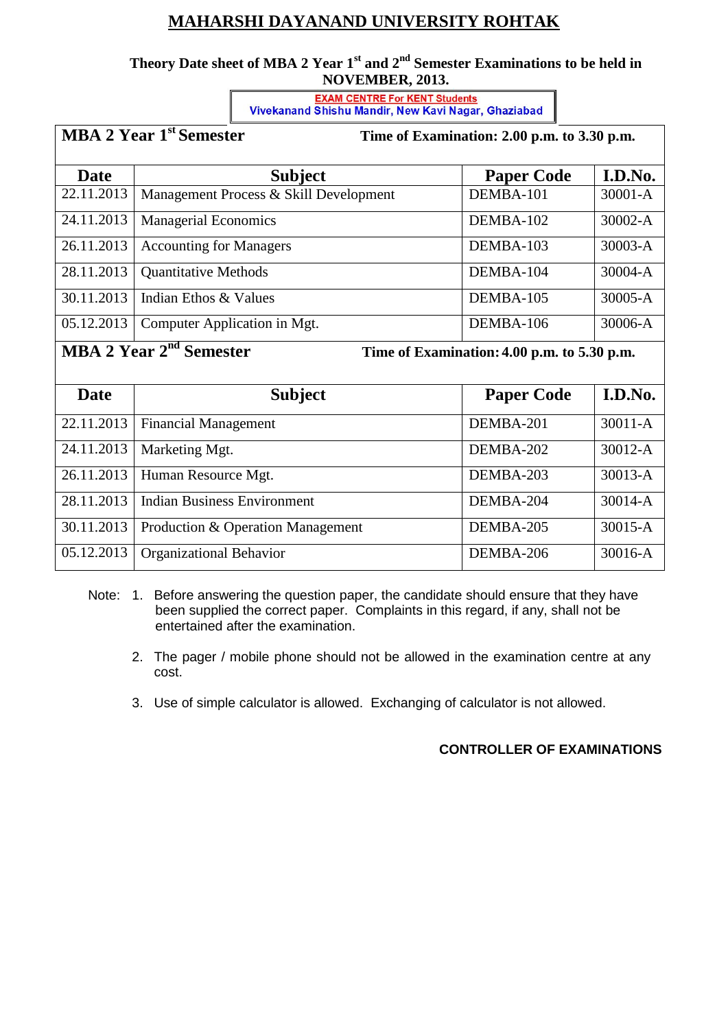# MAHARSHI DAYANAND UNIVERSITY ROHTAK

### Theory Date sheet of MBA 2 Year 1st and 2nd Semester Examinations to be held in NOVEMBER, 2013.

**EXAM CENTRE For KENT Students**
**Vivekanand Shishu Mandir, New Kavi Nagar, Ghaziabad**

**MBA 2 Year 1st Semester** — **Time of Examination: 2.00 p.m. to 3.30 p.m.**

| Date | Subject | Paper Code | I.D.No. |
|---|---|---|---|
| 22.11.2013 | Management Process & Skill Development | DEMBA-101 | 30001-A |
| 24.11.2013 | Managerial Economics | DEMBA-102 | 30002-A |
| 26.11.2013 | Accounting for Managers | DEMBA-103 | 30003-A |
| 28.11.2013 | Quantitative Methods | DEMBA-104 | 30004-A |
| 30.11.2013 | Indian Ethos & Values | DEMBA-105 | 30005-A |
| 05.12.2013 | Computer Application in Mgt. | DEMBA-106 | 30006-A |

**MBA 2 Year 2nd Semester** — **Time of Examination: 4.00 p.m. to 5.30 p.m.**

| Date | Subject | Paper Code | I.D.No. |
|---|---|---|---|
| 22.11.2013 | Financial Management | DEMBA-201 | 30011-A |
| 24.11.2013 | Marketing Mgt. | DEMBA-202 | 30012-A |
| 26.11.2013 | Human Resource Mgt. | DEMBA-203 | 30013-A |
| 28.11.2013 | Indian Business Environment | DEMBA-204 | 30014-A |
| 30.11.2013 | Production & Operation Management | DEMBA-205 | 30015-A |
| 05.12.2013 | Organizational Behavior | DEMBA-206 | 30016-A |

Note:
1. Before answering the question paper, the candidate should ensure that they have been supplied the correct paper. Complaints in this regard, if any, shall not be entertained after the examination.
2. The pager / mobile phone should not be allowed in the examination centre at any cost.
3. Use of simple calculator is allowed. Exchanging of calculator is not allowed.

**CONTROLLER OF EXAMINATIONS**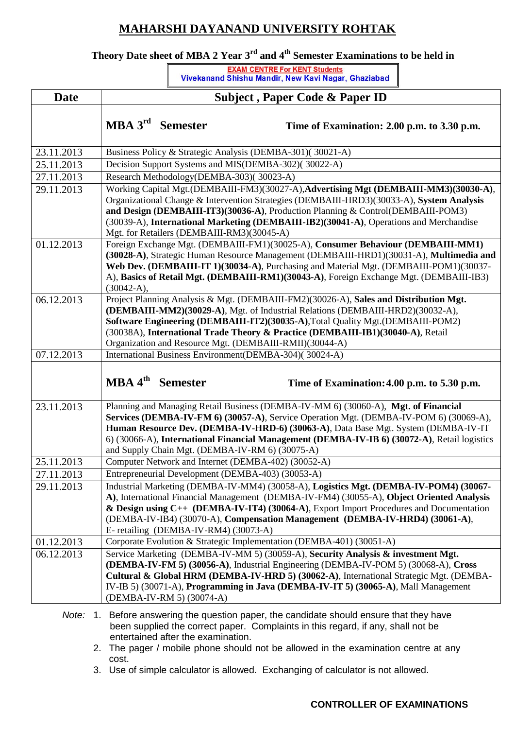# MAHARSHI DAYANAND UNIVERSITY ROHTAK

## Theory Date sheet of MBA 2 Year 3rd and 4th Semester Examinations to be held in

**EXAM CENTRE For KENT Students**
**Vivekanand Shishu Mandir, New Kavi Nagar, Ghaziabad**

| Date | Subject , Paper Code & Paper ID |
|---|---|
| | **MBA 3rd Semester** **Time of Examination: 2.00 p.m. to 3.30 p.m.** |
| 23.11.2013 | Business Policy & Strategic Analysis (DEMBA-301)( 30021-A) |
| 25.11.2013 | Decision Support Systems and MIS(DEMBA-302)( 30022-A) |
| 27.11.2013 | Research Methodology(DEMBA-303)( 30023-A) |
| 29.11.2013 | Working Capital Mgt.(DEMBAIII-FM3)(30027-A),**Advertising Mgt (DEMBAIII-MM3)(30030-A)**, Organizational Change & Intervention Strategies (DEMBAIII-HRD3)(30033-A), **System Analysis and Design (DEMBAIII-IT3)(30036-A)**, Production Planning & Control(DEMBAIII-POM3) (30039-A), **International Marketing (DEMBAIII-IB2)(30041-A)**, Operations and Merchandise Mgt. for Retailers (DEMBAIII-RM3)(30045-A) |
| 01.12.2013 | Foreign Exchange Mgt. (DEMBAIII-FM1)(30025-A), **Consumer Behaviour (DEMBAIII-MM1) (30028-A)**, Strategic Human Resource Management (DEMBAIII-HRD1)(30031-A), **Multimedia and Web Dev. (DEMBAIII-IT 1)(30034-A)**, Purchasing and Material Mgt. (DEMBAIII-POM1)(30037-A), **Basics of Retail Mgt. (DEMBAIII-RM1)(30043-A)**, Foreign Exchange Mgt. (DEMBAIII-IB3) (30042-A), |
| 06.12.2013 | Project Planning Analysis & Mgt. (DEMBAIII-FM2)(30026-A), **Sales and Distribution Mgt. (DEMBAIII-MM2)(30029-A)**, Mgt. of Industrial Relations (DEMBAIII-HRD2)(30032-A), **Software Engineering (DEMBAIII-IT2)(30035-A)**,Total Quality Mgt.(DEMBAIII-POM2) (30038A), **International Trade Theory & Practice (DEMBAIII-IB1)(30040-A)**, Retail Organization and Resource Mgt. (DEMBAIII-RMII)(30044-A) |
| 07.12.2013 | International Business Environment(DEMBA-304)( 30024-A) |
| | **MBA 4th Semester** **Time of Examination: 4.00 p.m. to 5.30 p.m.** |
| 23.11.2013 | Planning and Managing Retail Business (DEMBA-IV-MM 6) (30060-A), **Mgt. of Financial Services (DEMBA-IV-FM 6) (30057-A)**, Service Operation Mgt. (DEMBA-IV-POM 6) (30069-A), **Human Resource Dev. (DEMBA-IV-HRD-6) (30063-A)**, Data Base Mgt. System (DEMBA-IV-IT 6) (30066-A), **International Financial Management (DEMBA-IV-IB 6) (30072-A)**, Retail logistics and Supply Chain Mgt. (DEMBA-IV-RM 6) (30075-A) |
| 25.11.2013 | Computer Network and Internet (DEMBA-402) (30052-A) |
| 27.11.2013 | Entrepreneurial Development (DEMBA-403) (30053-A) |
| 29.11.2013 | Industrial Marketing (DEMBA-IV-MM4) (30058-A), **Logistics Mgt. (DEMBA-IV-POM4) (30067-A)**, International Financial Management (DEMBA-IV-FM4) (30055-A), **Object Oriented Analysis & Design using C++ (DEMBA-IV-IT4) (30064-A)**, Export Import Procedures and Documentation (DEMBA-IV-IB4) (30070-A), **Compensation Management (DEMBA-IV-HRD4) (30061-A)**, E- retailing (DEMBA-IV-RM4) (30073-A) |
| 01.12.2013 | Corporate Evolution & Strategic Implementation (DEMBA-401) (30051-A) |
| 06.12.2013 | Service Marketing (DEMBA-IV-MM 5) (30059-A), **Security Analysis & investment Mgt. (DEMBA-IV-FM 5) (30056-A)**, Industrial Engineering (DEMBA-IV-POM 5) (30068-A), **Cross Cultural & Global HRM (DEMBA-IV-HRD 5) (30062-A)**, International Strategic Mgt. (DEMBA-IV-IB 5) (30071-A), **Programming in Java (DEMBA-IV-IT 5) (30065-A)**, Mall Management (DEMBA-IV-RM 5) (30074-A) |

*Note:*
1. Before answering the question paper, the candidate should ensure that they have been supplied the correct paper. Complaints in this regard, if any, shall not be entertained after the examination.
2. The pager / mobile phone should not be allowed in the examination centre at any cost.
3. Use of simple calculator is allowed. Exchanging of calculator is not allowed.

**CONTROLLER OF EXAMINATIONS**